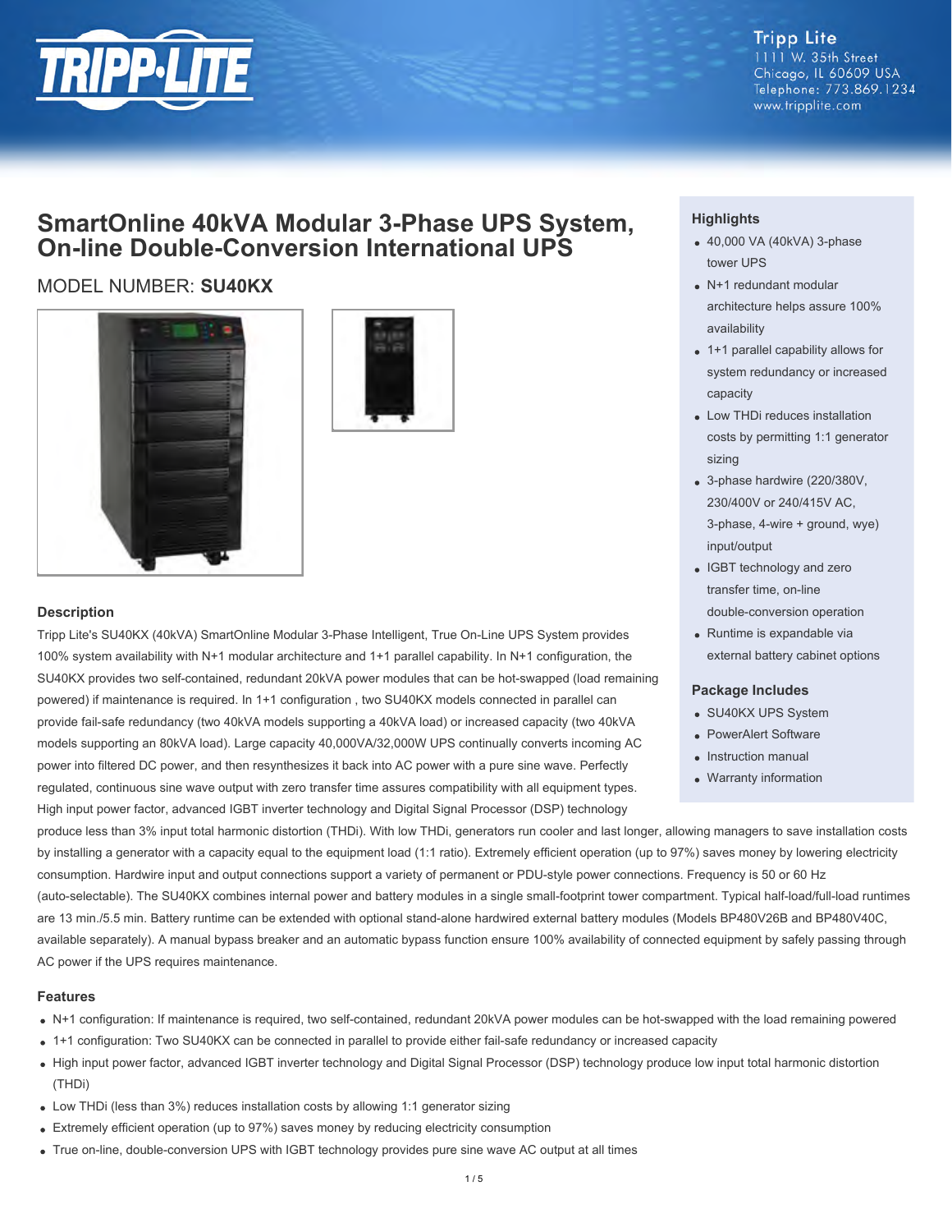Tripp Lite
1111 W. 35th Street
Chicago, IL 60609 USA
Telephone: 773.869.1234
www.tripplite.com

# SmartOnline 40kVA Modular 3-Phase UPS System, On-line Double-Conversion International UPS

MODEL NUMBER: **SU40KX**

## Highlights

- 40,000 VA (40kVA) 3-phase tower UPS
- N+1 redundant modular architecture helps assure 100% availability
- 1+1 parallel capability allows for system redundancy or increased capacity
- Low THDi reduces installation costs by permitting 1:1 generator sizing
- 3-phase hardwire (220/380V, 230/400V or 240/415V AC, 3-phase, 4-wire + ground, wye) input/output
- IGBT technology and zero transfer time, on-line double-conversion operation
- Runtime is expandable via external battery cabinet options

## Package Includes

- SU40KX UPS System
- PowerAlert Software
- Instruction manual
- Warranty information

## Description

Tripp Lite's SU40KX (40kVA) SmartOnline Modular 3-Phase Intelligent, True On-Line UPS System provides 100% system availability with N+1 modular architecture and 1+1 parallel capability. In N+1 configuration, the SU40KX provides two self-contained, redundant 20kVA power modules that can be hot-swapped (load remaining powered) if maintenance is required. In 1+1 configuration , two SU40KX models connected in parallel can provide fail-safe redundancy (two 40kVA models supporting a 40kVA load) or increased capacity (two 40kVA models supporting an 80kVA load). Large capacity 40,000VA/32,000W UPS continually converts incoming AC power into filtered DC power, and then resynthesizes it back into AC power with a pure sine wave. Perfectly regulated, continuous sine wave output with zero transfer time assures compatibility with all equipment types. High input power factor, advanced IGBT inverter technology and Digital Signal Processor (DSP) technology produce less than 3% input total harmonic distortion (THDi). With low THDi, generators run cooler and last longer, allowing managers to save installation costs by installing a generator with a capacity equal to the equipment load (1:1 ratio). Extremely efficient operation (up to 97%) saves money by lowering electricity consumption. Hardwire input and output connections support a variety of permanent or PDU-style power connections. Frequency is 50 or 60 Hz (auto-selectable). The SU40KX combines internal power and battery modules in a single small-footprint tower compartment. Typical half-load/full-load runtimes are 13 min./5.5 min. Battery runtime can be extended with optional stand-alone hardwired external battery modules (Models BP480V26B and BP480V40C, available separately). A manual bypass breaker and an automatic bypass function ensure 100% availability of connected equipment by safely passing through AC power if the UPS requires maintenance.

## Features

- N+1 configuration: If maintenance is required, two self-contained, redundant 20kVA power modules can be hot-swapped with the load remaining powered
- 1+1 configuration: Two SU40KX can be connected in parallel to provide either fail-safe redundancy or increased capacity
- High input power factor, advanced IGBT inverter technology and Digital Signal Processor (DSP) technology produce low input total harmonic distortion (THDi)
- Low THDi (less than 3%) reduces installation costs by allowing 1:1 generator sizing
- Extremely efficient operation (up to 97%) saves money by reducing electricity consumption
- True on-line, double-conversion UPS with IGBT technology provides pure sine wave AC output at all times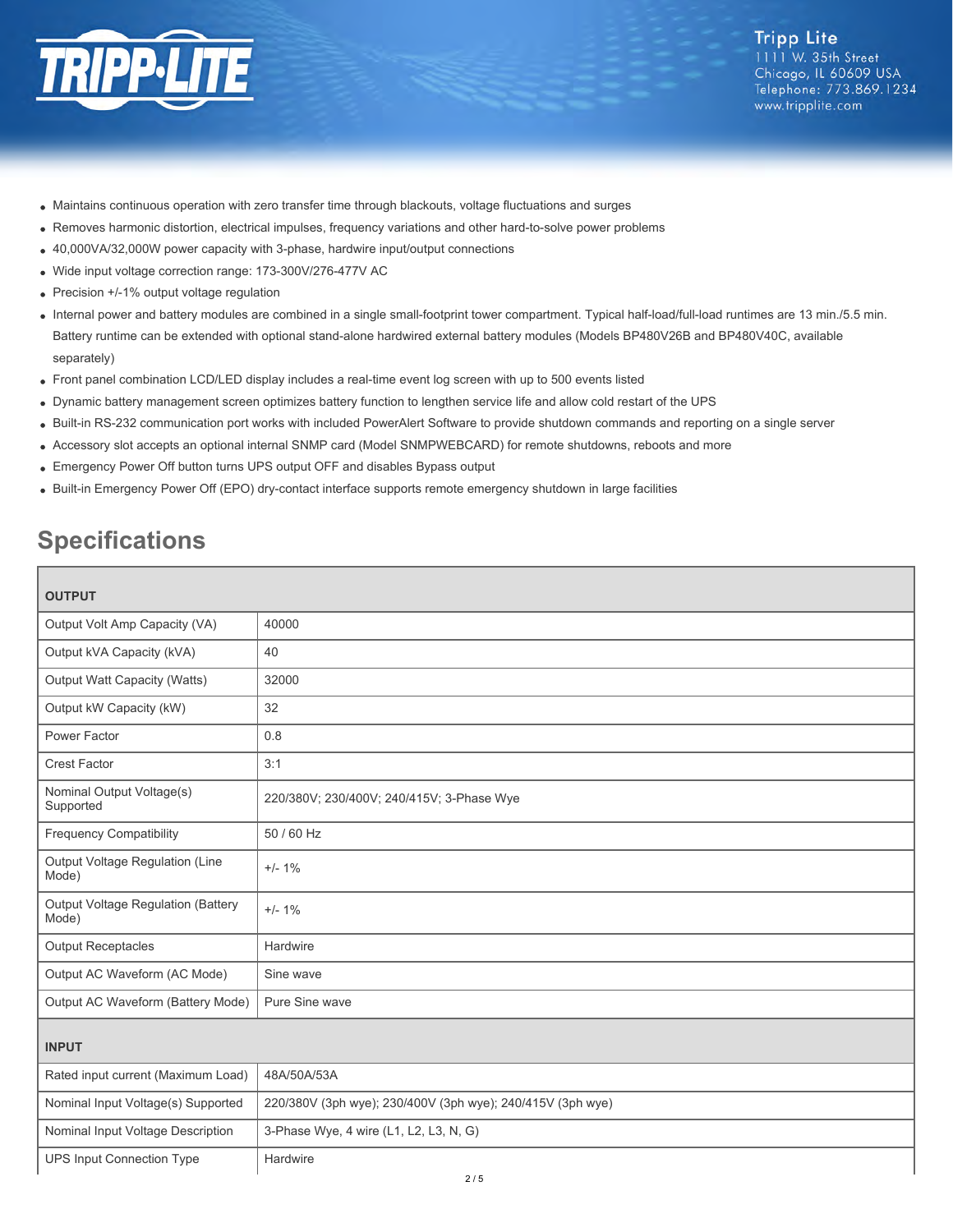- Maintains continuous operation with zero transfer time through blackouts, voltage fluctuations and surges
- Removes harmonic distortion, electrical impulses, frequency variations and other hard-to-solve power problems
- 40,000VA/32,000W power capacity with 3-phase, hardwire input/output connections
- Wide input voltage correction range: 173-300V/276-477V AC
- Precision +/-1% output voltage regulation
- Internal power and battery modules are combined in a single small-footprint tower compartment. Typical half-load/full-load runtimes are 13 min./5.5 min. Battery runtime can be extended with optional stand-alone hardwired external battery modules (Models BP480V26B and BP480V40C, available separately)
- Front panel combination LCD/LED display includes a real-time event log screen with up to 500 events listed
- Dynamic battery management screen optimizes battery function to lengthen service life and allow cold restart of the UPS
- Built-in RS-232 communication port works with included PowerAlert Software to provide shutdown commands and reporting on a single server
- Accessory slot accepts an optional internal SNMP card (Model SNMPWEBCARD) for remote shutdowns, reboots and more
- Emergency Power Off button turns UPS output OFF and disables Bypass output
- Built-in Emergency Power Off (EPO) dry-contact interface supports remote emergency shutdown in large facilities

## Specifications

| OUTPUT | |
|---|---|
| Output Volt Amp Capacity (VA) | 40000 |
| Output kVA Capacity (kVA) | 40 |
| Output Watt Capacity (Watts) | 32000 |
| Output kW Capacity (kW) | 32 |
| Power Factor | 0.8 |
| Crest Factor | 3:1 |
| Nominal Output Voltage(s) Supported | 220/380V; 230/400V; 240/415V; 3-Phase Wye |
| Frequency Compatibility | 50 / 60 Hz |
| Output Voltage Regulation (Line Mode) | +/- 1% |
| Output Voltage Regulation (Battery Mode) | +/- 1% |
| Output Receptacles | Hardwire |
| Output AC Waveform (AC Mode) | Sine wave |
| Output AC Waveform (Battery Mode) | Pure Sine wave |
| **INPUT** | |
| Rated input current (Maximum Load) | 48A/50A/53A |
| Nominal Input Voltage(s) Supported | 220/380V (3ph wye); 230/400V (3ph wye); 240/415V (3ph wye) |
| Nominal Input Voltage Description | 3-Phase Wye, 4 wire (L1, L2, L3, N, G) |
| UPS Input Connection Type | Hardwire |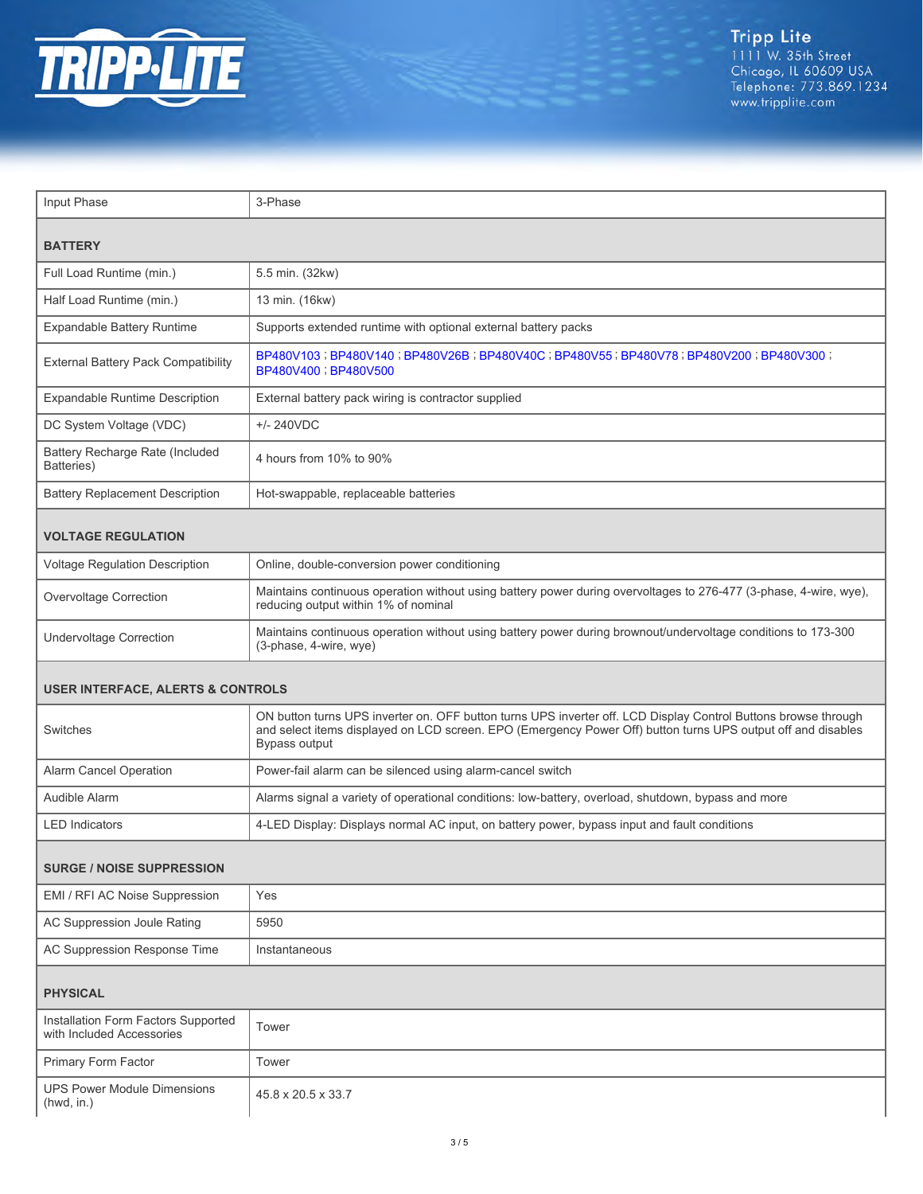| | |
|---|---|
| Input Phase | 3-Phase |
| **BATTERY** | |
| Full Load Runtime (min.) | 5.5 min. (32kw) |
| Half Load Runtime (min.) | 13 min. (16kw) |
| Expandable Battery Runtime | Supports extended runtime with optional external battery packs |
| External Battery Pack Compatibility | BP480V103 ; BP480V140 ; BP480V26B ; BP480V40C ; BP480V55 ; BP480V78 ; BP480V200 ; BP480V300 ; BP480V400 ; BP480V500 |
| Expandable Runtime Description | External battery pack wiring is contractor supplied |
| DC System Voltage (VDC) | +/- 240VDC |
| Battery Recharge Rate (Included Batteries) | 4 hours from 10% to 90% |
| Battery Replacement Description | Hot-swappable, replaceable batteries |
| **VOLTAGE REGULATION** | |
| Voltage Regulation Description | Online, double-conversion power conditioning |
| Overvoltage Correction | Maintains continuous operation without using battery power during overvoltages to 276-477 (3-phase, 4-wire, wye), reducing output within 1% of nominal |
| Undervoltage Correction | Maintains continuous operation without using battery power during brownout/undervoltage conditions to 173-300 (3-phase, 4-wire, wye) |
| **USER INTERFACE, ALERTS & CONTROLS** | |
| Switches | ON button turns UPS inverter on. OFF button turns UPS inverter off. LCD Display Control Buttons browse through and select items displayed on LCD screen. EPO (Emergency Power Off) button turns UPS output off and disables Bypass output |
| Alarm Cancel Operation | Power-fail alarm can be silenced using alarm-cancel switch |
| Audible Alarm | Alarms signal a variety of operational conditions: low-battery, overload, shutdown, bypass and more |
| LED Indicators | 4-LED Display: Displays normal AC input, on battery power, bypass input and fault conditions |
| **SURGE / NOISE SUPPRESSION** | |
| EMI / RFI AC Noise Suppression | Yes |
| AC Suppression Joule Rating | 5950 |
| AC Suppression Response Time | Instantaneous |
| **PHYSICAL** | |
| Installation Form Factors Supported with Included Accessories | Tower |
| Primary Form Factor | Tower |
| UPS Power Module Dimensions (hwd, in.) | 45.8 x 20.5 x 33.7 |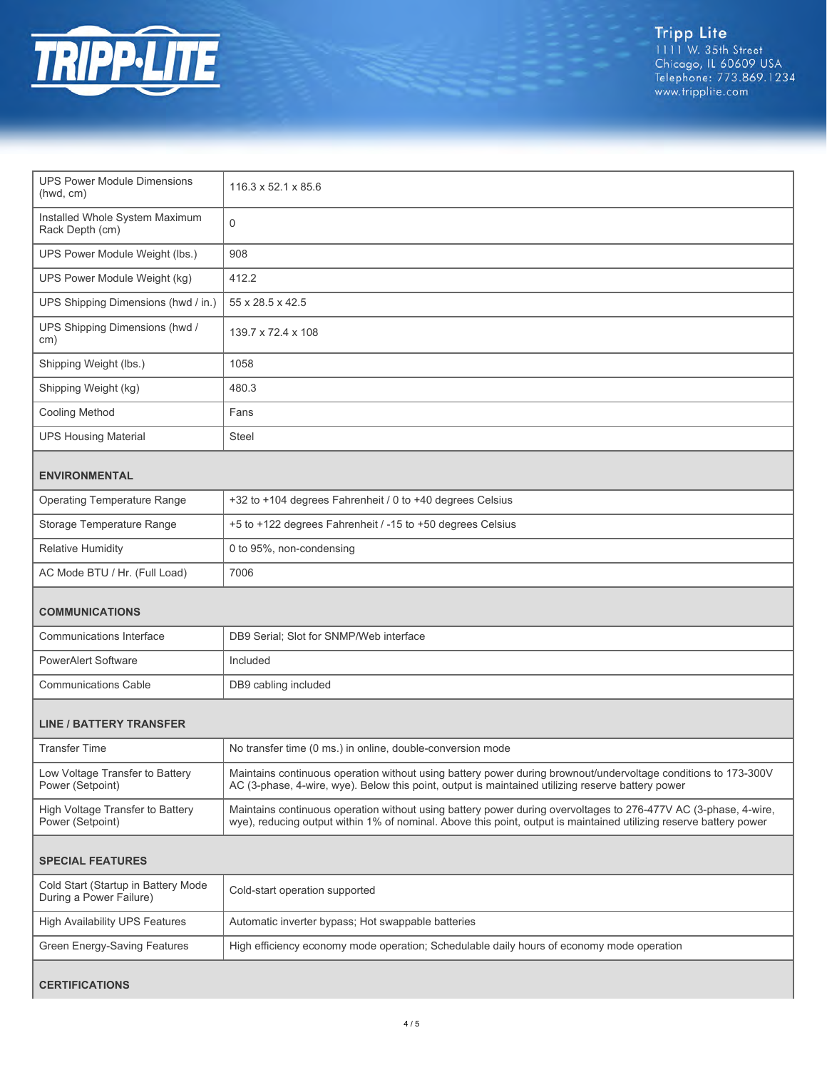| | |
|---|---|
| UPS Power Module Dimensions (hwd, cm) | 116.3 x 52.1 x 85.6 |
| Installed Whole System Maximum Rack Depth (cm) | 0 |
| UPS Power Module Weight (lbs.) | 908 |
| UPS Power Module Weight (kg) | 412.2 |
| UPS Shipping Dimensions (hwd / in.) | 55 x 28.5 x 42.5 |
| UPS Shipping Dimensions (hwd / cm) | 139.7 x 72.4 x 108 |
| Shipping Weight (lbs.) | 1058 |
| Shipping Weight (kg) | 480.3 |
| Cooling Method | Fans |
| UPS Housing Material | Steel |
| **ENVIRONMENTAL** | |
| Operating Temperature Range | +32 to +104 degrees Fahrenheit / 0 to +40 degrees Celsius |
| Storage Temperature Range | +5 to +122 degrees Fahrenheit / -15 to +50 degrees Celsius |
| Relative Humidity | 0 to 95%, non-condensing |
| AC Mode BTU / Hr. (Full Load) | 7006 |
| **COMMUNICATIONS** | |
| Communications Interface | DB9 Serial; Slot for SNMP/Web interface |
| PowerAlert Software | Included |
| Communications Cable | DB9 cabling included |
| **LINE / BATTERY TRANSFER** | |
| Transfer Time | No transfer time (0 ms.) in online, double-conversion mode |
| Low Voltage Transfer to Battery Power (Setpoint) | Maintains continuous operation without using battery power during brownout/undervoltage conditions to 173-300V AC (3-phase, 4-wire, wye). Below this point, output is maintained utilizing reserve battery power |
| High Voltage Transfer to Battery Power (Setpoint) | Maintains continuous operation without using battery power during overvoltages to 276-477V AC (3-phase, 4-wire, wye), reducing output within 1% of nominal. Above this point, output is maintained utilizing reserve battery power |
| **SPECIAL FEATURES** | |
| Cold Start (Startup in Battery Mode During a Power Failure) | Cold-start operation supported |
| High Availability UPS Features | Automatic inverter bypass; Hot swappable batteries |
| Green Energy-Saving Features | High efficiency economy mode operation; Schedulable daily hours of economy mode operation |
| **CERTIFICATIONS** | |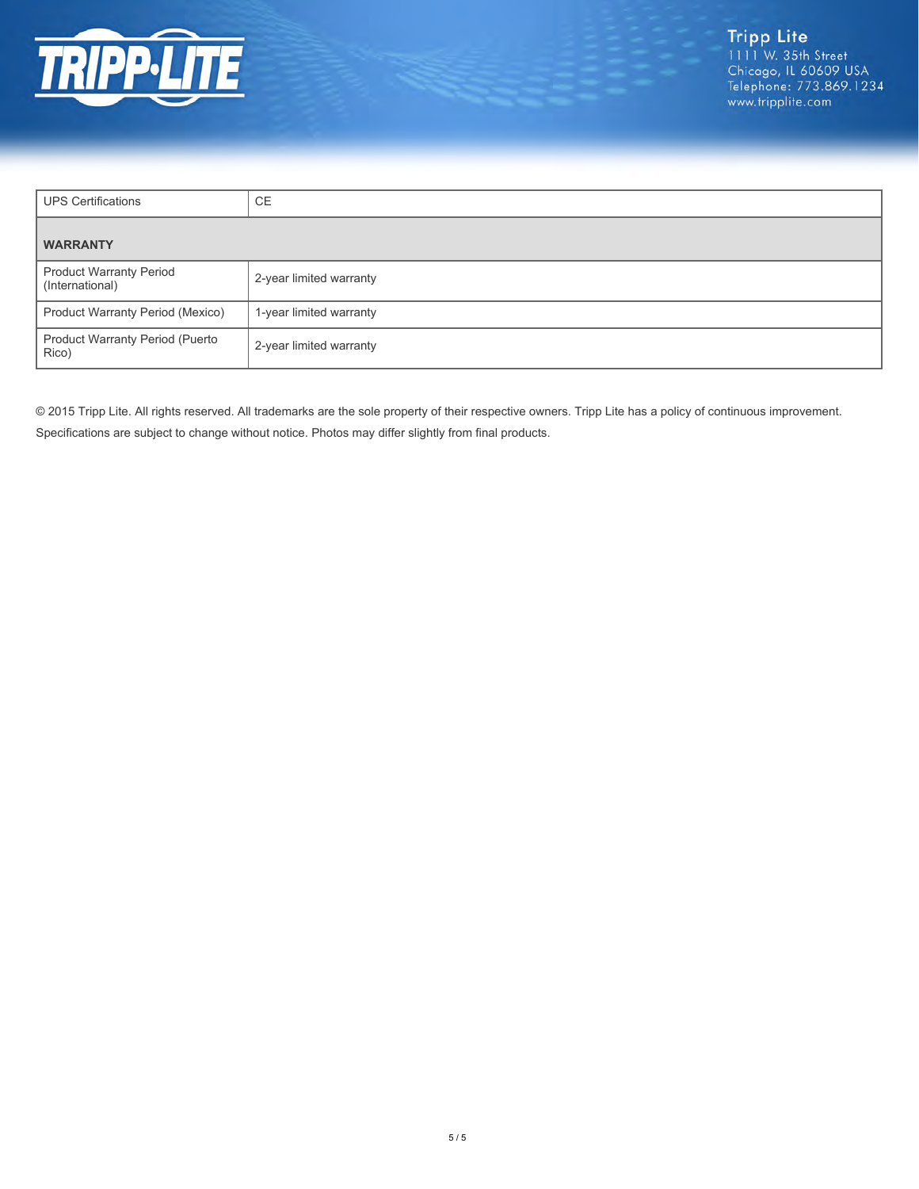| | |
|---|---|
| UPS Certifications | CE |
| **WARRANTY** | |
| Product Warranty Period (International) | 2-year limited warranty |
| Product Warranty Period (Mexico) | 1-year limited warranty |
| Product Warranty Period (Puerto Rico) | 2-year limited warranty |

© 2015 Tripp Lite. All rights reserved. All trademarks are the sole property of their respective owners. Tripp Lite has a policy of continuous improvement. Specifications are subject to change without notice. Photos may differ slightly from final products.